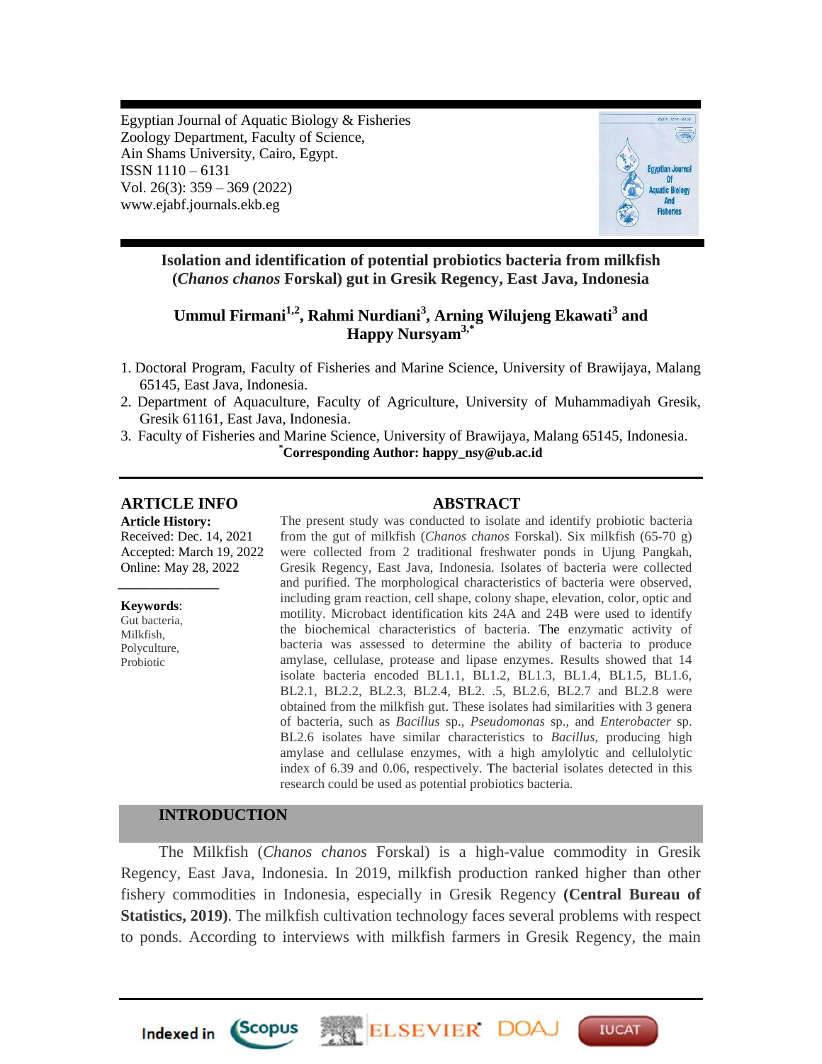Egyptian Journal of Aquatic Biology & Fisheries
Zoology Department, Faculty of Science,
Ain Shams University, Cairo, Egypt.
ISSN 1110 – 6131
Vol. 26(3): 359 – 369 (2022)
www.ejabf.journals.ekb.eg

# Isolation and identification of potential probiotics bacteria from milkfish (*Chanos chanos* Forskal) gut in Gresik Regency, East Java, Indonesia

**Ummul Firmani[1,2], Rahmi Nurdiani[3], Arning Wilujeng Ekawati[3] and Happy Nursyam[3,*]**

1. Doctoral Program, Faculty of Fisheries and Marine Science, University of Brawijaya, Malang 65145, East Java, Indonesia.
2. Department of Aquaculture, Faculty of Agriculture, University of Muhammadiyah Gresik, Gresik 61161, East Java, Indonesia.
3. Faculty of Fisheries and Marine Science, University of Brawijaya, Malang 65145, Indonesia.

**[*]Corresponding Author: happy_nsy@ub.ac.id**

## ARTICLE INFO

**Article History:**
Received: Dec. 14, 2021
Accepted: March 19, 2022
Online: May 28, 2022

**Keywords**:
Gut bacteria,
Milkfish,
Polyculture,
Probiotic

## ABSTRACT

The present study was conducted to isolate and identify probiotic bacteria from the gut of milkfish (*Chanos chanos* Forskal). Six milkfish (65-70 g) were collected from 2 traditional freshwater ponds in Ujung Pangkah, Gresik Regency, East Java, Indonesia. Isolates of bacteria were collected and purified. The morphological characteristics of bacteria were observed, including gram reaction, cell shape, colony shape, elevation, color, optic and motility. Microbact identification kits 24A and 24B were used to identify the biochemical characteristics of bacteria. The enzymatic activity of bacteria was assessed to determine the ability of bacteria to produce amylase, cellulase, protease and lipase enzymes. Results showed that 14 isolate bacteria encoded BL1.1, BL1.2, BL1.3, BL1.4, BL1.5, BL1.6, BL2.1, BL2.2, BL2.3, BL2.4, BL2. .5, BL2.6, BL2.7 and BL2.8 were obtained from the milkfish gut. These isolates had similarities with 3 genera of bacteria, such as *Bacillus* sp., *Pseudomonas* sp., and *Enterobacter* sp. BL2.6 isolates have similar characteristics to *Bacillus*, producing high amylase and cellulase enzymes, with a high amylolytic and cellulolytic index of 6.39 and 0.06, respectively. The bacterial isolates detected in this research could be used as potential probiotics bacteria.

## INTRODUCTION

The Milkfish (*Chanos chanos* Forskal) is a high-value commodity in Gresik Regency, East Java, Indonesia. In 2019, milkfish production ranked higher than other fishery commodities in Indonesia, especially in Gresik Regency **(Central Bureau of Statistics, 2019)**. The milkfish cultivation technology faces several problems with respect to ponds. According to interviews with milkfish farmers in Gresik Regency, the main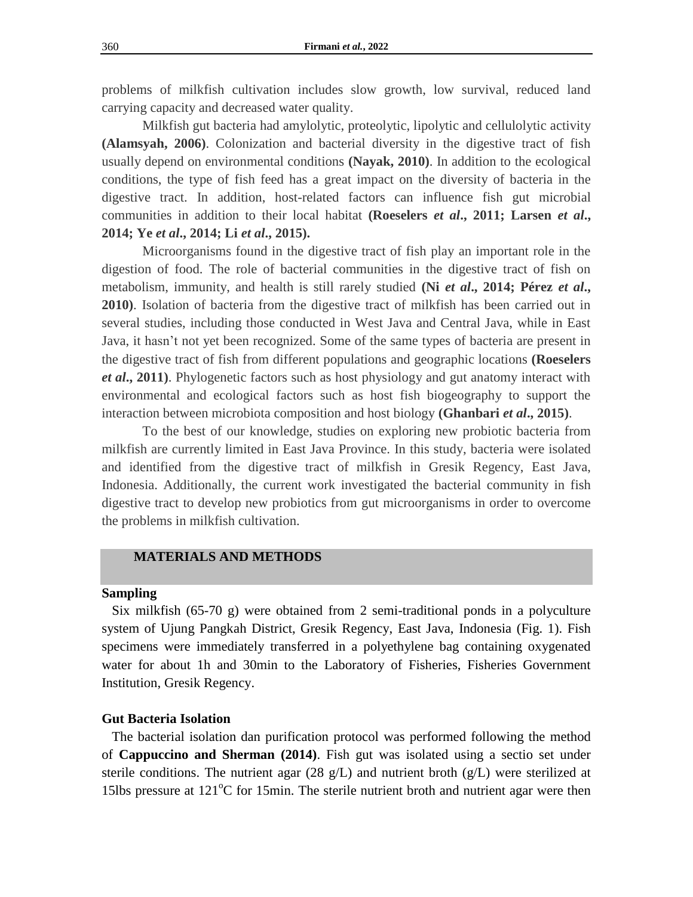problems of milkfish cultivation includes slow growth, low survival, reduced land carrying capacity and decreased water quality.

Milkfish gut bacteria had amylolytic, proteolytic, lipolytic and cellulolytic activity **(Alamsyah, 2006)**. Colonization and bacterial diversity in the digestive tract of fish usually depend on environmental conditions **(Nayak, 2010)**. In addition to the ecological conditions, the type of fish feed has a great impact on the diversity of bacteria in the digestive tract. In addition, host-related factors can influence fish gut microbial communities in addition to their local habitat **(Roeselers *et al*., 2011; Larsen *et al*., 2014; Ye *et al*., 2014; Li *et al*., 2015).**

Microorganisms found in the digestive tract of fish play an important role in the digestion of food. The role of bacterial communities in the digestive tract of fish on metabolism, immunity, and health is still rarely studied **(Ni *et al*., 2014; Pérez *et al*., 2010)**. Isolation of bacteria from the digestive tract of milkfish has been carried out in several studies, including those conducted in West Java and Central Java, while in East Java, it hasn't not yet been recognized. Some of the same types of bacteria are present in the digestive tract of fish from different populations and geographic locations **(Roeselers *et al*., 2011)**. Phylogenetic factors such as host physiology and gut anatomy interact with environmental and ecological factors such as host fish biogeography to support the interaction between microbiota composition and host biology **(Ghanbari *et al*., 2015)**.

To the best of our knowledge, studies on exploring new probiotic bacteria from milkfish are currently limited in East Java Province. In this study, bacteria were isolated and identified from the digestive tract of milkfish in Gresik Regency, East Java, Indonesia. Additionally, the current work investigated the bacterial community in fish digestive tract to develop new probiotics from gut microorganisms in order to overcome the problems in milkfish cultivation.

## MATERIALS AND METHODS

### Sampling

Six milkfish (65-70 g) were obtained from 2 semi-traditional ponds in a polyculture system of Ujung Pangkah District, Gresik Regency, East Java, Indonesia (Fig. 1). Fish specimens were immediately transferred in a polyethylene bag containing oxygenated water for about 1h and 30min to the Laboratory of Fisheries, Fisheries Government Institution, Gresik Regency.

### Gut Bacteria Isolation

The bacterial isolation dan purification protocol was performed following the method of **Cappuccino and Sherman (2014)**. Fish gut was isolated using a sectio set under sterile conditions. The nutrient agar (28 g/L) and nutrient broth (g/L) were sterilized at 15lbs pressure at 121$^{o}$C for 15min. The sterile nutrient broth and nutrient agar were then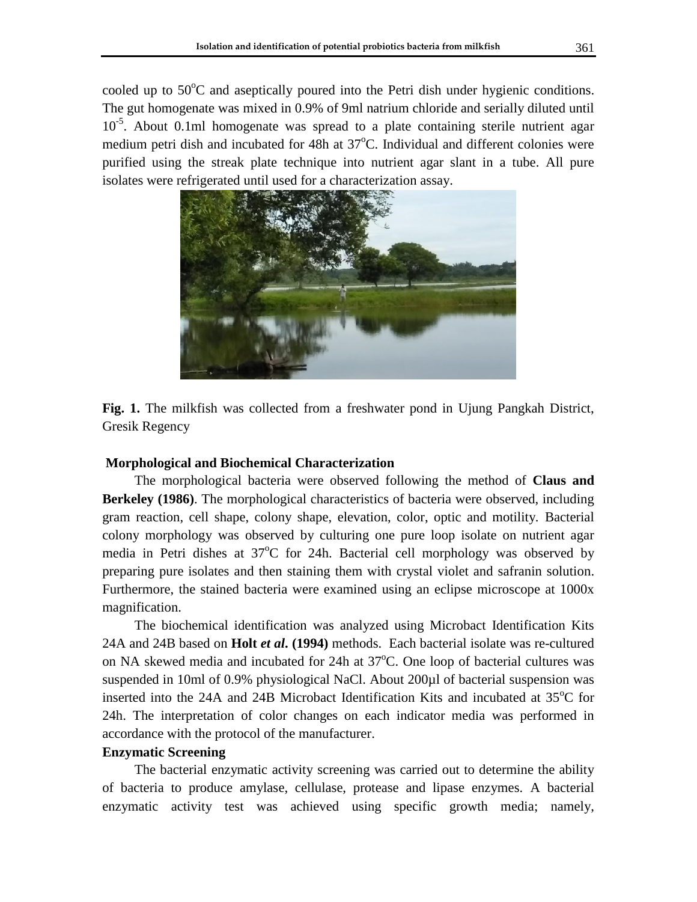cooled up to 50$^{o}$C and aseptically poured into the Petri dish under hygienic conditions. The gut homogenate was mixed in 0.9% of 9ml natrium chloride and serially diluted until $10^{-5}$. About 0.1ml homogenate was spread to a plate containing sterile nutrient agar medium petri dish and incubated for 48h at 37$^{o}$C. Individual and different colonies were purified using the streak plate technique into nutrient agar slant in a tube. All pure isolates were refrigerated until used for a characterization assay.

**Fig. 1.** The milkfish was collected from a freshwater pond in Ujung Pangkah District, Gresik Regency

**Morphological and Biochemical Characterization**

The morphological bacteria were observed following the method of **Claus and Berkeley (1986)**. The morphological characteristics of bacteria were observed, including gram reaction, cell shape, colony shape, elevation, color, optic and motility. Bacterial colony morphology was observed by culturing one pure loop isolate on nutrient agar media in Petri dishes at 37$^{o}$C for 24h. Bacterial cell morphology was observed by preparing pure isolates and then staining them with crystal violet and safranin solution. Furthermore, the stained bacteria were examined using an eclipse microscope at 1000x magnification.

The biochemical identification was analyzed using Microbact Identification Kits 24A and 24B based on **Holt *et al*. (1994)** methods. Each bacterial isolate was re-cultured on NA skewed media and incubated for 24h at 37$^{o}$C. One loop of bacterial cultures was suspended in 10ml of 0.9% physiological NaCl. About 200µl of bacterial suspension was inserted into the 24A and 24B Microbact Identification Kits and incubated at 35$^{o}$C for 24h. The interpretation of color changes on each indicator media was performed in accordance with the protocol of the manufacturer.

**Enzymatic Screening**

The bacterial enzymatic activity screening was carried out to determine the ability of bacteria to produce amylase, cellulase, protease and lipase enzymes. A bacterial enzymatic activity test was achieved using specific growth media; namely,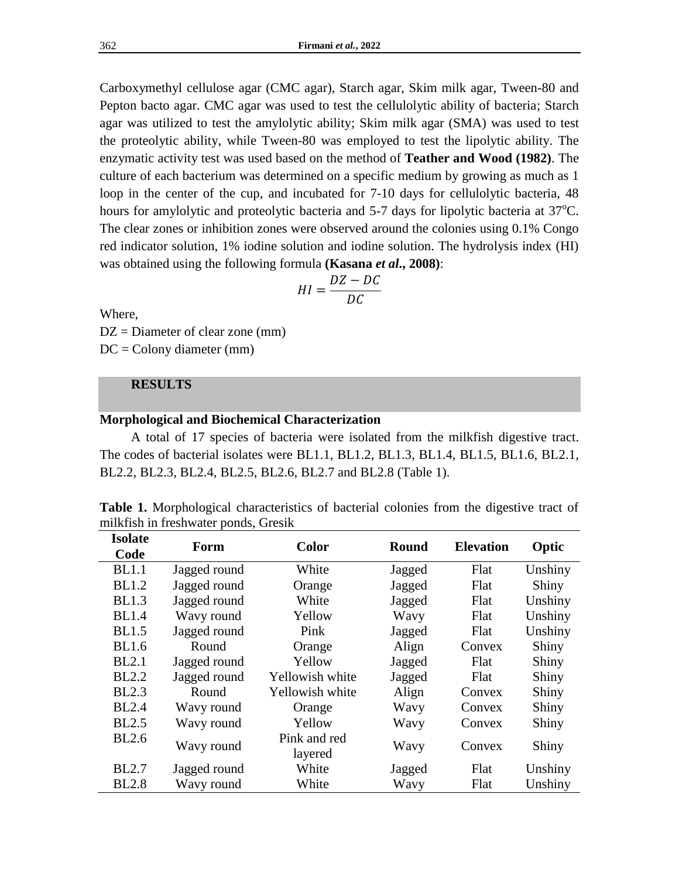Carboxymethyl cellulose agar (CMC agar), Starch agar, Skim milk agar, Tween-80 and Pepton bacto agar. CMC agar was used to test the cellulolytic ability of bacteria; Starch agar was utilized to test the amylolytic ability; Skim milk agar (SMA) was used to test the proteolytic ability, while Tween-80 was employed to test the lipolytic ability. The enzymatic activity test was used based on the method of **Teather and Wood (1982)**. The culture of each bacterium was determined on a specific medium by growing as much as 1 loop in the center of the cup, and incubated for 7-10 days for cellulolytic bacteria, 48 hours for amylolytic and proteolytic bacteria and 5-7 days for lipolytic bacteria at 37$^{o}$C. The clear zones or inhibition zones were observed around the colonies using 0.1% Congo red indicator solution, 1% iodine solution and iodine solution. The hydrolysis index (HI) was obtained using the following formula **(Kasana *et al*., 2008)**:

$$HI = \frac{DZ - DC}{DC}$$

Where,

DZ = Diameter of clear zone (mm)

DC = Colony diameter (mm)

## RESULTS

### Morphological and Biochemical Characterization

A total of 17 species of bacteria were isolated from the milkfish digestive tract. The codes of bacterial isolates were BL1.1, BL1.2, BL1.3, BL1.4, BL1.5, BL1.6, BL2.1, BL2.2, BL2.3, BL2.4, BL2.5, BL2.6, BL2.7 and BL2.8 (Table 1).

**Table 1.** Morphological characteristics of bacterial colonies from the digestive tract of milkfish in freshwater ponds, Gresik

| Isolate Code | Form | Color | Round | Elevation | Optic |
|---|---|---|---|---|---|
| BL1.1 | Jagged round | White | Jagged | Flat | Unshiny |
| BL1.2 | Jagged round | Orange | Jagged | Flat | Shiny |
| BL1.3 | Jagged round | White | Jagged | Flat | Unshiny |
| BL1.4 | Wavy round | Yellow | Wavy | Flat | Unshiny |
| BL1.5 | Jagged round | Pink | Jagged | Flat | Unshiny |
| BL1.6 | Round | Orange | Align | Convex | Shiny |
| BL2.1 | Jagged round | Yellow | Jagged | Flat | Shiny |
| BL2.2 | Jagged round | Yellowish white | Jagged | Flat | Shiny |
| BL2.3 | Round | Yellowish white | Align | Convex | Shiny |
| BL2.4 | Wavy round | Orange | Wavy | Convex | Shiny |
| BL2.5 | Wavy round | Yellow | Wavy | Convex | Shiny |
| BL2.6 | Wavy round | Pink and red layered | Wavy | Convex | Shiny |
| BL2.7 | Jagged round | White | Jagged | Flat | Unshiny |
| BL2.8 | Wavy round | White | Wavy | Flat | Unshiny |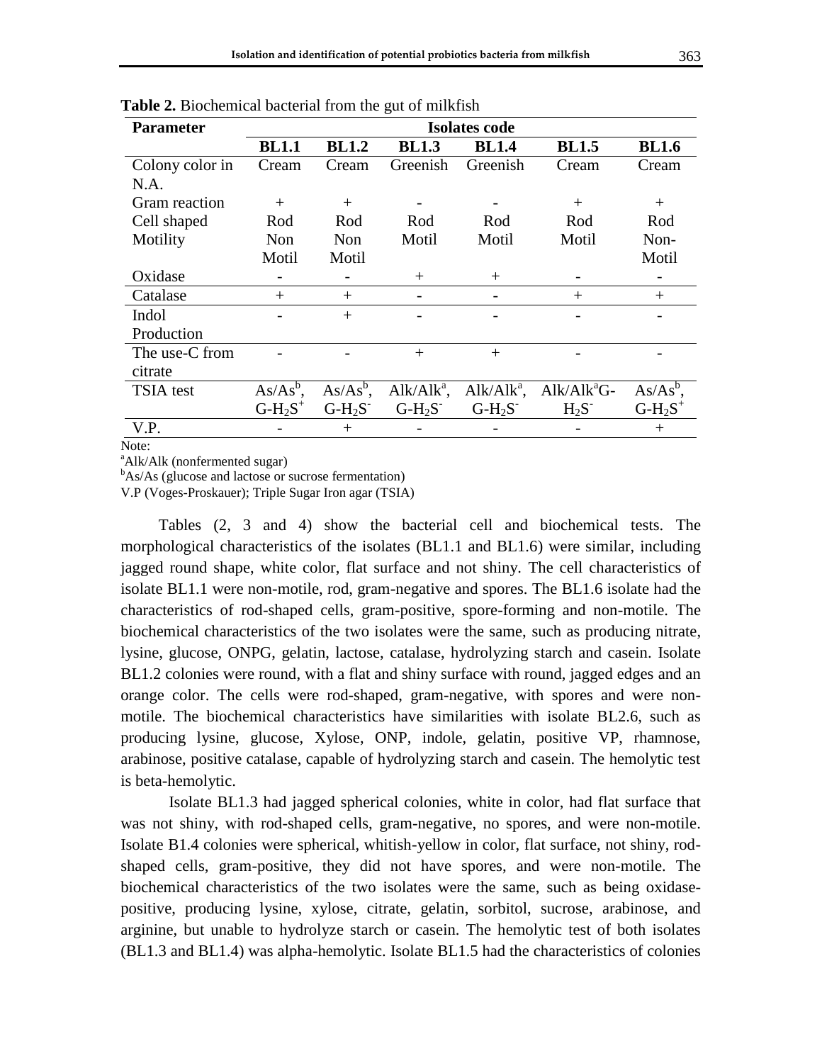**Table 2.** Biochemical bacterial from the gut of milkfish

| Parameter | Isolates code | | | | | |
|---|---|---|---|---|---|---|
| | **BL1.1** | **BL1.2** | **BL1.3** | **BL1.4** | **BL1.5** | **BL1.6** |
| Colony color in N.A. | Cream | Cream | Greenish | Greenish | Cream | Cream |
| Gram reaction | + | + | - | - | + | + |
| Cell shaped | Rod | Rod | Rod | Rod | Rod | Rod |
| Motility | Non Motil | Non Motil | Motil | Motil | Motil | Non-Motil |
| Oxidase | - | - | + | + | - | - |
| Catalase | + | + | - | - | + | + |
| Indol Production | - | + | - | - | - | - |
| The use-C from citrate | - | - | + | + | - | - |
| TSIA test | As/As[b], G-$H_2S^+$ | As/As[b], G-$H_2S^-$ | Alk/Alk[a], G-$H_2S^-$ | Alk/Alk[a], G-$H_2S^-$ | Alk/Alk[a]G-$H_2S^-$ | As/As[b], G-$H_2S^+$ |
| V.P. | - | + | - | - | - | + |

Note:

[a]Alk/Alk (nonfermented sugar)

[b]As/As (glucose and lactose or sucrose fermentation)

V.P (Voges-Proskauer); Triple Sugar Iron agar (TSIA)

Tables (2, 3 and 4) show the bacterial cell and biochemical tests. The morphological characteristics of the isolates (BL1.1 and BL1.6) were similar, including jagged round shape, white color, flat surface and not shiny. The cell characteristics of isolate BL1.1 were non-motile, rod, gram-negative and spores. The BL1.6 isolate had the characteristics of rod-shaped cells, gram-positive, spore-forming and non-motile. The biochemical characteristics of the two isolates were the same, such as producing nitrate, lysine, glucose, ONPG, gelatin, lactose, catalase, hydrolyzing starch and casein. Isolate BL1.2 colonies were round, with a flat and shiny surface with round, jagged edges and an orange color. The cells were rod-shaped, gram-negative, with spores and were non-motile. The biochemical characteristics have similarities with isolate BL2.6, such as producing lysine, glucose, Xylose, ONP, indole, gelatin, positive VP, rhamnose, arabinose, positive catalase, capable of hydrolyzing starch and casein. The hemolytic test is beta-hemolytic.

Isolate BL1.3 had jagged spherical colonies, white in color, had flat surface that was not shiny, with rod-shaped cells, gram-negative, no spores, and were non-motile. Isolate B1.4 colonies were spherical, whitish-yellow in color, flat surface, not shiny, rod-shaped cells, gram-positive, they did not have spores, and were non-motile. The biochemical characteristics of the two isolates were the same, such as being oxidase-positive, producing lysine, xylose, citrate, gelatin, sorbitol, sucrose, arabinose, and arginine, but unable to hydrolyze starch or casein. The hemolytic test of both isolates (BL1.3 and BL1.4) was alpha-hemolytic. Isolate BL1.5 had the characteristics of colonies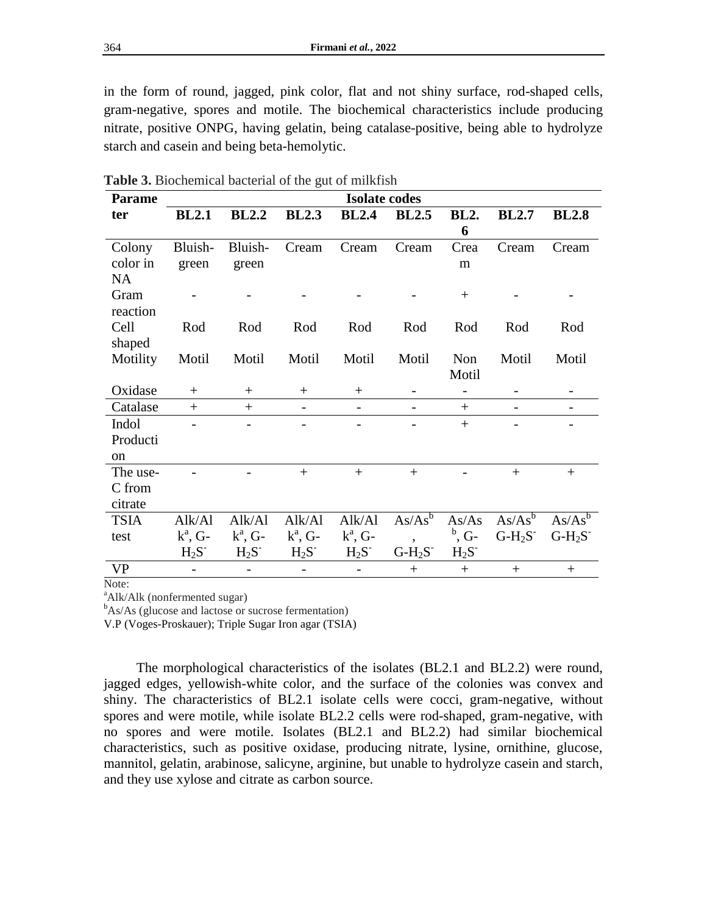in the form of round, jagged, pink color, flat and not shiny surface, rod-shaped cells, gram-negative, spores and motile. The biochemical characteristics include producing nitrate, positive ONPG, having gelatin, being catalase-positive, being able to hydrolyze starch and casein and being beta-hemolytic.

**Table 3.** Biochemical bacterial of the gut of milkfish

| Parameter | Isolate codes | | | | | | | |
|---|---|---|---|---|---|---|---|---|
| | **BL2.1** | **BL2.2** | **BL2.3** | **BL2.4** | **BL2.5** | **BL2.6** | **BL2.7** | **BL2.8** |
| Colony color in NA | Bluish-green | Bluish-green | Cream | Cream | Cream | Cream | Cream | Cream |
| Gram reaction | - | - | - | - | - | + | - | - |
| Cell shaped | Rod | Rod | Rod | Rod | Rod | Rod | Rod | Rod |
| Motility | Motil | Motil | Motil | Motil | Motil | Non Motil | Motil | Motil |
| Oxidase | + | + | + | + | - | - | - | - |
| Catalase | + | + | - | - | - | + | - | - |
| Indol Production | - | - | - | - | - | + | - | - |
| The use-C from citrate | - | - | + | + | + | - | + | + |
| TSIA test | Alk/Alk[a], G-$H_2S^-$ | Alk/Alk[a], G-$H_2S^-$ | Alk/Alk[a], G-$H_2S^-$ | Alk/Alk[a], G-$H_2S^-$ | As/As[b], G-$H_2S^-$ | As/As[b], G-$H_2S^-$ | As/As[b] G-$H_2S^-$ | As/As[b] G-$H_2S^-$ |
| VP | - | - | - | - | + | + | + | + |

Note:
[a]Alk/Alk (nonfermented sugar)
[b]As/As (glucose and lactose or sucrose fermentation)
V.P (Voges-Proskauer); Triple Sugar Iron agar (TSIA)

The morphological characteristics of the isolates (BL2.1 and BL2.2) were round, jagged edges, yellowish-white color, and the surface of the colonies was convex and shiny. The characteristics of BL2.1 isolate cells were cocci, gram-negative, without spores and were motile, while isolate BL2.2 cells were rod-shaped, gram-negative, with no spores and were motile. Isolates (BL2.1 and BL2.2) had similar biochemical characteristics, such as positive oxidase, producing nitrate, lysine, ornithine, glucose, mannitol, gelatin, arabinose, salicyne, arginine, but unable to hydrolyze casein and starch, and they use xylose and citrate as carbon source.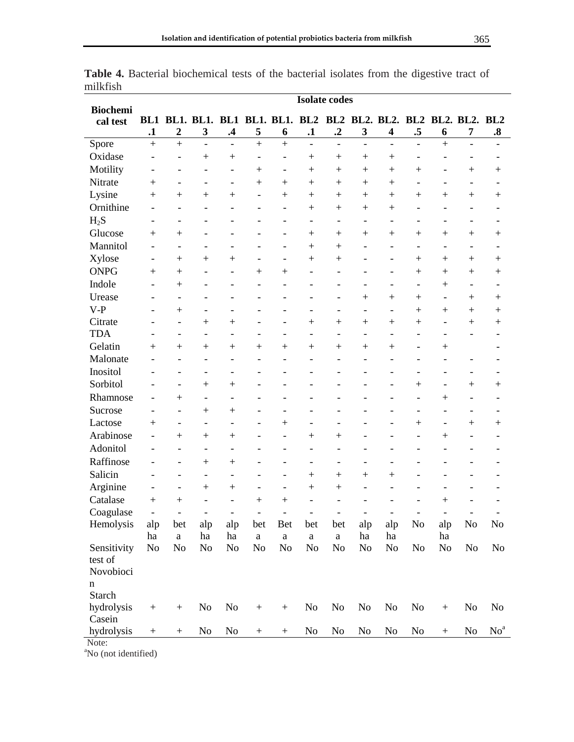**Table 4.** Bacterial biochemical tests of the bacterial isolates from the digestive tract of milkfish

| Biochemical test | Isolate codes | | | | | | | | | | | | | |
|---|---|---|---|---|---|---|---|---|---|---|---|---|---|---|
| | **BL1.1** | **BL1.2** | **BL1.3** | **BL1.4** | **BL1.5** | **BL1.6** | **BL2.1** | **BL2.2** | **BL2.3** | **BL2.4** | **BL2.5** | **BL2.6** | **BL2.7** | **BL2.8** |
| Spore | + | + | - | - | + | + | - | - | - | - | - | + | - | - |
| Oxidase | - | - | + | + | - | - | + | + | + | + | - | - | - | - |
| Motility | - | - | - | - | + | - | + | + | + | + | + | - | + | + |
| Nitrate | + | - | - | - | + | + | + | + | + | + | - | - | - | - |
| Lysine | + | + | + | + | - | + | + | + | + | + | + | + | + | + |
| Ornithine | - | - | - | - | - | - | + | + | + | + | - | - | - | - |
| $H_2S$ | - | - | - | - | - | - | - | - | - | - | - | - | - | - |
| Glucose | + | + | - | - | - | - | + | + | + | + | + | + | + | + |
| Mannitol | - | - | - | - | - | - | + | + | - | - | - | - | - | - |
| Xylose | - | + | + | + | - | - | + | + | - | - | + | + | + | + |
| ONPG | + | + | - | - | + | + | - | - | - | - | + | + | + | + |
| Indole | - | + | - | - | - | - | - | - | - | - | - | + | - | - |
| Urease | - | - | - | - | - | - | - | - | + | + | + | - | + | + |
| V-P | - | + | - | - | - | - | - | - | - | - | + | + | + | + |
| Citrate | - | - | + | + | - | - | + | + | + | + | + | - | + | + |
| TDA | - | - | - | - | - | - | - | - | - | - | - | - | - | - |
| Gelatin | + | + | + | + | + | + | + | + | + | + | - | + | | - |
| Malonate | - | - | - | - | - | - | - | - | - | - | - | - | - | - |
| Inositol | - | - | - | - | - | - | - | - | - | - | - | - | - | - |
| Sorbitol | - | - | + | + | - | - | - | - | - | - | + | - | + | + |
| Rhamnose | - | + | - | - | - | - | - | - | - | - | - | + | - | - |
| Sucrose | - | - | + | + | - | - | - | - | - | - | - | - | - | - |
| Lactose | + | - | - | - | - | + | - | - | - | - | + | - | + | + |
| Arabinose | - | + | + | + | - | - | + | + | - | - | - | + | - | - |
| Adonitol | - | - | - | - | - | - | - | - | - | - | - | - | - | - |
| Raffinose | - | - | + | + | - | - | - | - | - | - | - | - | - | - |
| Salicin | - | - | - | - | - | - | + | + | + | + | - | - | - | - |
| Arginine | - | - | + | + | - | - | + | + | - | - | - | - | - | - |
| Catalase | + | + | - | - | + | + | - | - | - | - | - | + | - | - |
| Coagulase | - | - | - | - | - | - | - | - | - | - | - | - | - | - |
| Hemolysis | alpha | beta | alpha | alpha | beta | Beta | beta | beta | alpha | alpha | No | alpha | No | No |
| Sensitivity test of Novobiocin | No | No | No | No | No | No | No | No | No | No | No | No | No | No |
| Starch hydrolysis | + | + | No | No | + | + | No | No | No | No | No | + | No | No |
| Casein hydrolysis | + | + | No | No | + | + | No | No | No | No | No | + | No | No[a] |

Note:
[a]No (not identified)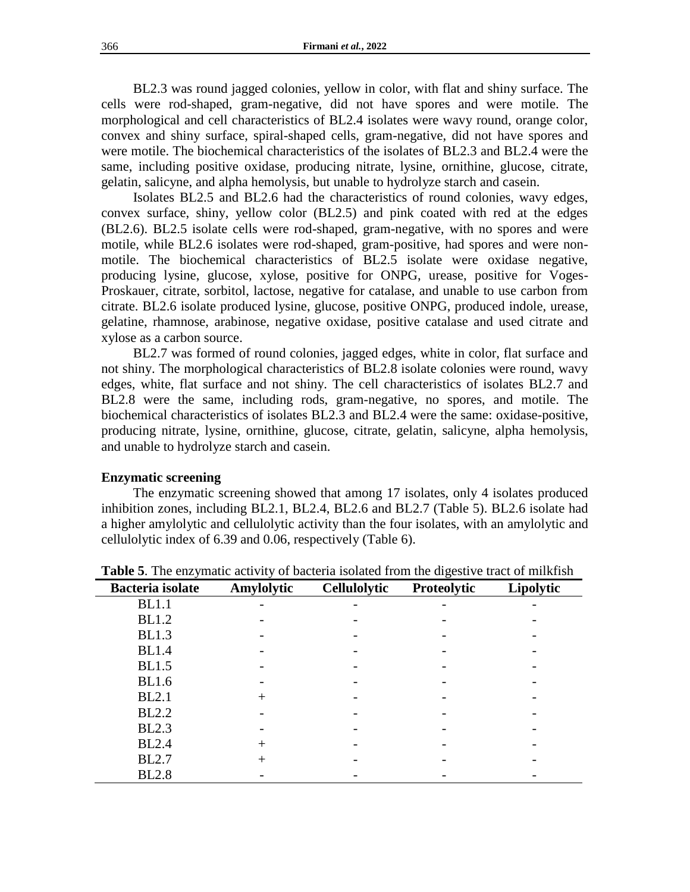BL2.3 was round jagged colonies, yellow in color, with flat and shiny surface. The cells were rod-shaped, gram-negative, did not have spores and were motile. The morphological and cell characteristics of BL2.4 isolates were wavy round, orange color, convex and shiny surface, spiral-shaped cells, gram-negative, did not have spores and were motile. The biochemical characteristics of the isolates of BL2.3 and BL2.4 were the same, including positive oxidase, producing nitrate, lysine, ornithine, glucose, citrate, gelatin, salicyne, and alpha hemolysis, but unable to hydrolyze starch and casein.

Isolates BL2.5 and BL2.6 had the characteristics of round colonies, wavy edges, convex surface, shiny, yellow color (BL2.5) and pink coated with red at the edges (BL2.6). BL2.5 isolate cells were rod-shaped, gram-negative, with no spores and were motile, while BL2.6 isolates were rod-shaped, gram-positive, had spores and were non-motile. The biochemical characteristics of BL2.5 isolate were oxidase negative, producing lysine, glucose, xylose, positive for ONPG, urease, positive for Voges-Proskauer, citrate, sorbitol, lactose, negative for catalase, and unable to use carbon from citrate. BL2.6 isolate produced lysine, glucose, positive ONPG, produced indole, urease, gelatine, rhamnose, arabinose, negative oxidase, positive catalase and used citrate and xylose as a carbon source.

BL2.7 was formed of round colonies, jagged edges, white in color, flat surface and not shiny. The morphological characteristics of BL2.8 isolate colonies were round, wavy edges, white, flat surface and not shiny. The cell characteristics of isolates BL2.7 and BL2.8 were the same, including rods, gram-negative, no spores, and motile. The biochemical characteristics of isolates BL2.3 and BL2.4 were the same: oxidase-positive, producing nitrate, lysine, ornithine, glucose, citrate, gelatin, salicyne, alpha hemolysis, and unable to hydrolyze starch and casein.

### Enzymatic screening

The enzymatic screening showed that among 17 isolates, only 4 isolates produced inhibition zones, including BL2.1, BL2.4, BL2.6 and BL2.7 (Table 5). BL2.6 isolate had a higher amylolytic and cellulolytic activity than the four isolates, with an amylolytic and cellulolytic index of 6.39 and 0.06, respectively (Table 6).

**Table 5**. The enzymatic activity of bacteria isolated from the digestive tract of milkfish

| Bacteria isolate | Amylolytic | Cellulolytic | Proteolytic | Lipolytic |
|---|---|---|---|---|
| BL1.1 | - | - | - | - |
| BL1.2 | - | - | - | - |
| BL1.3 | - | - | - | - |
| BL1.4 | - | - | - | - |
| BL1.5 | - | - | - | - |
| BL1.6 | - | - | - | - |
| BL2.1 | + | - | - | - |
| BL2.2 | - | - | - | - |
| BL2.3 | - | - | - | - |
| BL2.4 | + | - | - | - |
| BL2.7 | + | - | - | - |
| BL2.8 | - | - | - | - |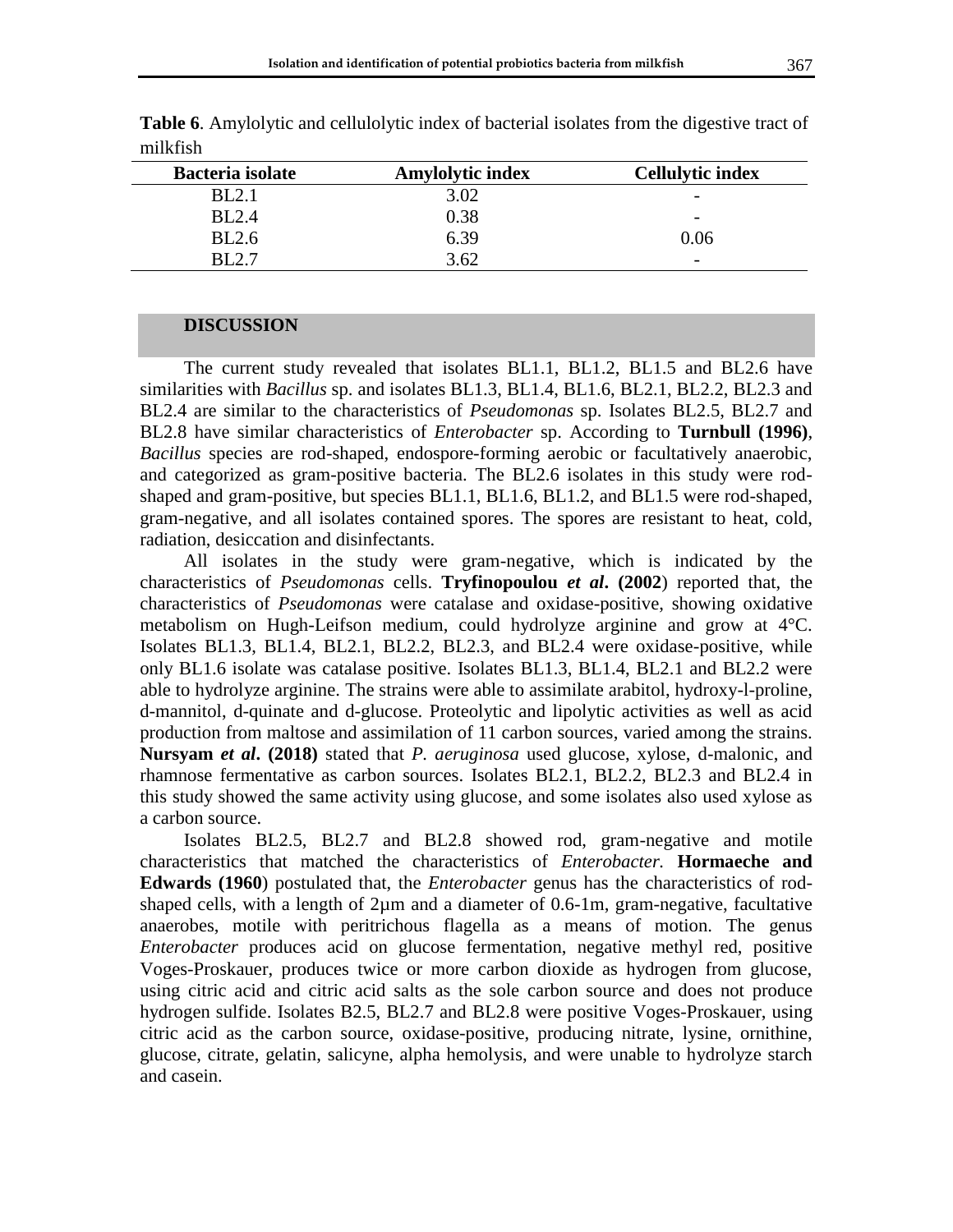**Table 6**. Amylolytic and cellulolytic index of bacterial isolates from the digestive tract of milkfish

| Bacteria isolate | Amylolytic index | Cellulytic index |
|---|---|---|
| BL2.1 | 3.02 | - |
| BL2.4 | 0.38 | - |
| BL2.6 | 6.39 | 0.06 |
| BL2.7 | 3.62 | - |

## DISCUSSION

The current study revealed that isolates BL1.1, BL1.2, BL1.5 and BL2.6 have similarities with *Bacillus* sp. and isolates BL1.3, BL1.4, BL1.6, BL2.1, BL2.2, BL2.3 and BL2.4 are similar to the characteristics of *Pseudomonas* sp. Isolates BL2.5, BL2.7 and BL2.8 have similar characteristics of *Enterobacter* sp. According to **Turnbull (1996)**, *Bacillus* species are rod-shaped, endospore-forming aerobic or facultatively anaerobic, and categorized as gram-positive bacteria. The BL2.6 isolates in this study were rod-shaped and gram-positive, but species BL1.1, BL1.6, BL1.2, and BL1.5 were rod-shaped, gram-negative, and all isolates contained spores. The spores are resistant to heat, cold, radiation, desiccation and disinfectants.

All isolates in the study were gram-negative, which is indicated by the characteristics of *Pseudomonas* cells. **Tryfinopoulou *et al*. (2002**) reported that, the characteristics of *Pseudomonas* were catalase and oxidase-positive, showing oxidative metabolism on Hugh-Leifson medium, could hydrolyze arginine and grow at 4°C. Isolates BL1.3, BL1.4, BL2.1, BL2.2, BL2.3, and BL2.4 were oxidase-positive, while only BL1.6 isolate was catalase positive. Isolates BL1.3, BL1.4, BL2.1 and BL2.2 were able to hydrolyze arginine. The strains were able to assimilate arabitol, hydroxy-l-proline, d-mannitol, d-quinate and d-glucose. Proteolytic and lipolytic activities as well as acid production from maltose and assimilation of 11 carbon sources, varied among the strains. **Nursyam *et al*. (2018)** stated that *P. aeruginosa* used glucose, xylose, d-malonic, and rhamnose fermentative as carbon sources. Isolates BL2.1, BL2.2, BL2.3 and BL2.4 in this study showed the same activity using glucose, and some isolates also used xylose as a carbon source.

Isolates BL2.5, BL2.7 and BL2.8 showed rod, gram-negative and motile characteristics that matched the characteristics of *Enterobacter.* **Hormaeche and Edwards (1960**) postulated that, the *Enterobacter* genus has the characteristics of rod-shaped cells, with a length of 2µm and a diameter of 0.6-1m, gram-negative, facultative anaerobes, motile with peritrichous flagella as a means of motion. The genus *Enterobacter* produces acid on glucose fermentation, negative methyl red, positive Voges-Proskauer, produces twice or more carbon dioxide as hydrogen from glucose, using citric acid and citric acid salts as the sole carbon source and does not produce hydrogen sulfide. Isolates B2.5, BL2.7 and BL2.8 were positive Voges-Proskauer, using citric acid as the carbon source, oxidase-positive, producing nitrate, lysine, ornithine, glucose, citrate, gelatin, salicyne, alpha hemolysis, and were unable to hydrolyze starch and casein.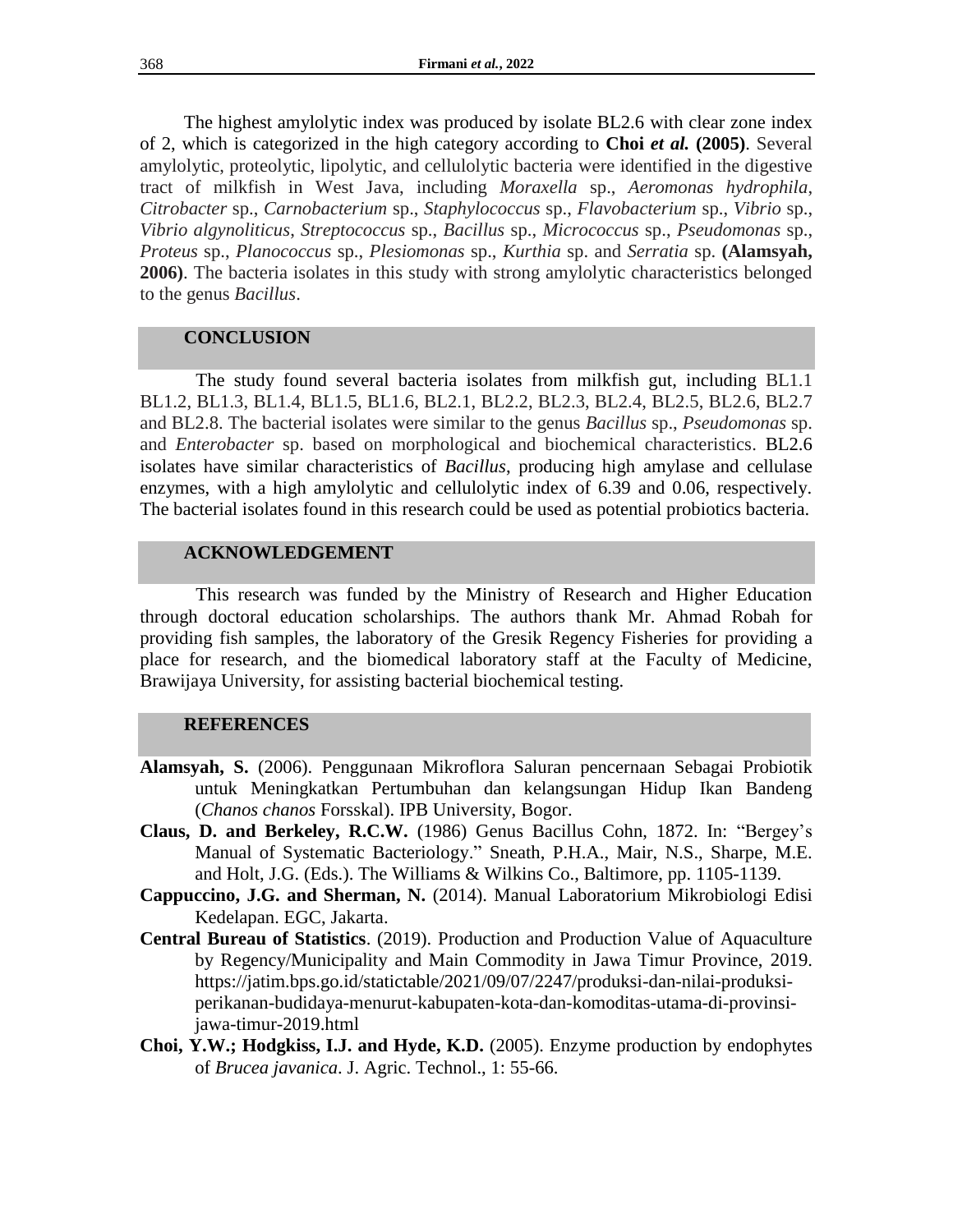The highest amylolytic index was produced by isolate BL2.6 with clear zone index of 2, which is categorized in the high category according to **Choi *et al.* (2005)**. Several amylolytic, proteolytic, lipolytic, and cellulolytic bacteria were identified in the digestive tract of milkfish in West Java, including *Moraxella* sp., *Aeromonas hydrophila*, *Citrobacter* sp., *Carnobacterium* sp., *Staphylococcus* sp., *Flavobacterium* sp., *Vibrio* sp., *Vibrio algynoliticus*, *Streptococcus* sp., *Bacillus* sp., *Micrococcus* sp., *Pseudomonas* sp., *Proteus* sp., *Planococcus* sp., *Plesiomonas* sp., *Kurthia* sp. and *Serratia* sp. **(Alamsyah, 2006)**. The bacteria isolates in this study with strong amylolytic characteristics belonged to the genus *Bacillus*.

## CONCLUSION

The study found several bacteria isolates from milkfish gut, including BL1.1 BL1.2, BL1.3, BL1.4, BL1.5, BL1.6, BL2.1, BL2.2, BL2.3, BL2.4, BL2.5, BL2.6, BL2.7 and BL2.8. The bacterial isolates were similar to the genus *Bacillus* sp., *Pseudomonas* sp. and *Enterobacter* sp. based on morphological and biochemical characteristics. BL2.6 isolates have similar characteristics of *Bacillus*, producing high amylase and cellulase enzymes, with a high amylolytic and cellulolytic index of 6.39 and 0.06, respectively. The bacterial isolates found in this research could be used as potential probiotics bacteria.

## ACKNOWLEDGEMENT

This research was funded by the Ministry of Research and Higher Education through doctoral education scholarships. The authors thank Mr. Ahmad Robah for providing fish samples, the laboratory of the Gresik Regency Fisheries for providing a place for research, and the biomedical laboratory staff at the Faculty of Medicine, Brawijaya University, for assisting bacterial biochemical testing.

## REFERENCES

**Alamsyah, S.** (2006). Penggunaan Mikroflora Saluran pencernaan Sebagai Probiotik untuk Meningkatkan Pertumbuhan dan kelangsungan Hidup Ikan Bandeng (*Chanos chanos* Forsskal). IPB University, Bogor.

**Claus, D. and Berkeley, R.C.W.** (1986) Genus Bacillus Cohn, 1872. In: "Bergey's Manual of Systematic Bacteriology." Sneath, P.H.A., Mair, N.S., Sharpe, M.E. and Holt, J.G. (Eds.). The Williams & Wilkins Co., Baltimore, pp. 1105-1139.

**Cappuccino, J.G. and Sherman, N.** (2014). Manual Laboratorium Mikrobiologi Edisi Kedelapan. EGC, Jakarta.

**Central Bureau of Statistics**. (2019). Production and Production Value of Aquaculture by Regency/Municipality and Main Commodity in Jawa Timur Province, 2019. https://jatim.bps.go.id/statictable/2021/09/07/2247/produksi-dan-nilai-produksi-perikanan-budidaya-menurut-kabupaten-kota-dan-komoditas-utama-di-provinsi-jawa-timur-2019.html

**Choi, Y.W.; Hodgkiss, I.J. and Hyde, K.D.** (2005). Enzyme production by endophytes of *Brucea javanica*. J. Agric. Technol., 1: 55-66.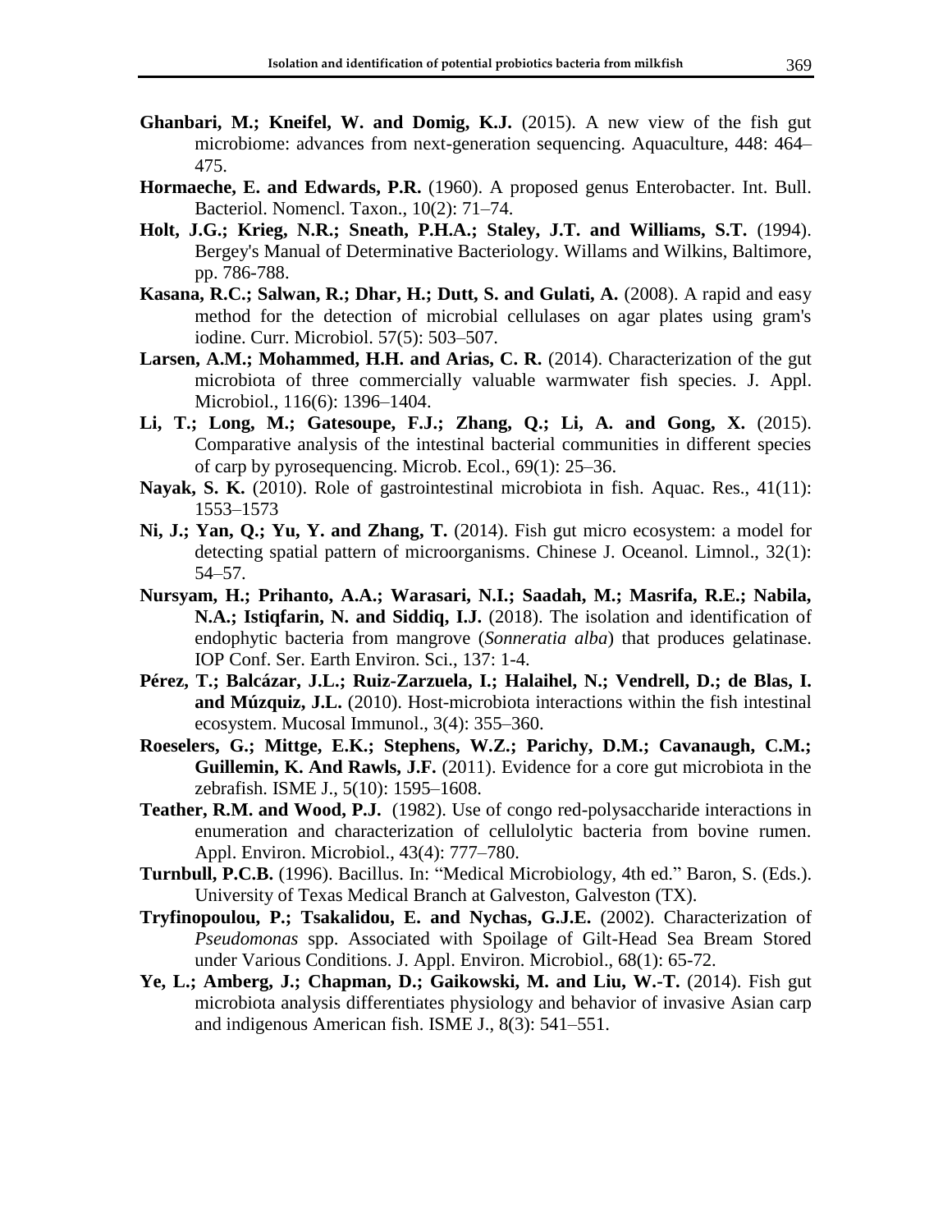**Ghanbari, M.; Kneifel, W. and Domig, K.J.** (2015). A new view of the fish gut microbiome: advances from next-generation sequencing. Aquaculture, 448: 464–475.

**Hormaeche, E. and Edwards, P.R.** (1960). A proposed genus Enterobacter. Int. Bull. Bacteriol. Nomencl. Taxon., 10(2): 71–74.

**Holt, J.G.; Krieg, N.R.; Sneath, P.H.A.; Staley, J.T. and Williams, S.T.** (1994). Bergey's Manual of Determinative Bacteriology. Willams and Wilkins, Baltimore, pp. 786-788.

**Kasana, R.C.; Salwan, R.; Dhar, H.; Dutt, S. and Gulati, A.** (2008). A rapid and easy method for the detection of microbial cellulases on agar plates using gram's iodine. Curr. Microbiol. 57(5): 503–507.

**Larsen, A.M.; Mohammed, H.H. and Arias, C. R.** (2014). Characterization of the gut microbiota of three commercially valuable warmwater fish species. J. Appl. Microbiol., 116(6): 1396–1404.

**Li, T.; Long, M.; Gatesoupe, F.J.; Zhang, Q.; Li, A. and Gong, X.** (2015). Comparative analysis of the intestinal bacterial communities in different species of carp by pyrosequencing. Microb. Ecol., 69(1): 25–36.

**Nayak, S. K.** (2010). Role of gastrointestinal microbiota in fish. Aquac. Res., 41(11): 1553–1573

**Ni, J.; Yan, Q.; Yu, Y. and Zhang, T.** (2014). Fish gut micro ecosystem: a model for detecting spatial pattern of microorganisms. Chinese J. Oceanol. Limnol., 32(1): 54–57.

**Nursyam, H.; Prihanto, A.A.; Warasari, N.I.; Saadah, M.; Masrifa, R.E.; Nabila, N.A.; Istiqfarin, N. and Siddiq, I.J.** (2018). The isolation and identification of endophytic bacteria from mangrove (*Sonneratia alba*) that produces gelatinase. IOP Conf. Ser. Earth Environ. Sci., 137: 1-4.

**Pérez, T.; Balcázar, J.L.; Ruiz-Zarzuela, I.; Halaihel, N.; Vendrell, D.; de Blas, I. and Múzquiz, J.L.** (2010). Host-microbiota interactions within the fish intestinal ecosystem. Mucosal Immunol., 3(4): 355–360.

**Roeselers, G.; Mittge, E.K.; Stephens, W.Z.; Parichy, D.M.; Cavanaugh, C.M.; Guillemin, K. And Rawls, J.F.** (2011). Evidence for a core gut microbiota in the zebrafish. ISME J., 5(10): 1595–1608.

**Teather, R.M. and Wood, P.J.** (1982). Use of congo red-polysaccharide interactions in enumeration and characterization of cellulolytic bacteria from bovine rumen. Appl. Environ. Microbiol., 43(4): 777–780.

**Turnbull, P.C.B.** (1996). Bacillus. In: "Medical Microbiology, 4th ed." Baron, S. (Eds.). University of Texas Medical Branch at Galveston, Galveston (TX).

**Tryfinopoulou, P.; Tsakalidou, E. and Nychas, G.J.E.** (2002). Characterization of *Pseudomonas* spp. Associated with Spoilage of Gilt-Head Sea Bream Stored under Various Conditions. J. Appl. Environ. Microbiol., 68(1): 65-72.

**Ye, L.; Amberg, J.; Chapman, D.; Gaikowski, M. and Liu, W.-T.** (2014). Fish gut microbiota analysis differentiates physiology and behavior of invasive Asian carp and indigenous American fish. ISME J., 8(3): 541–551.